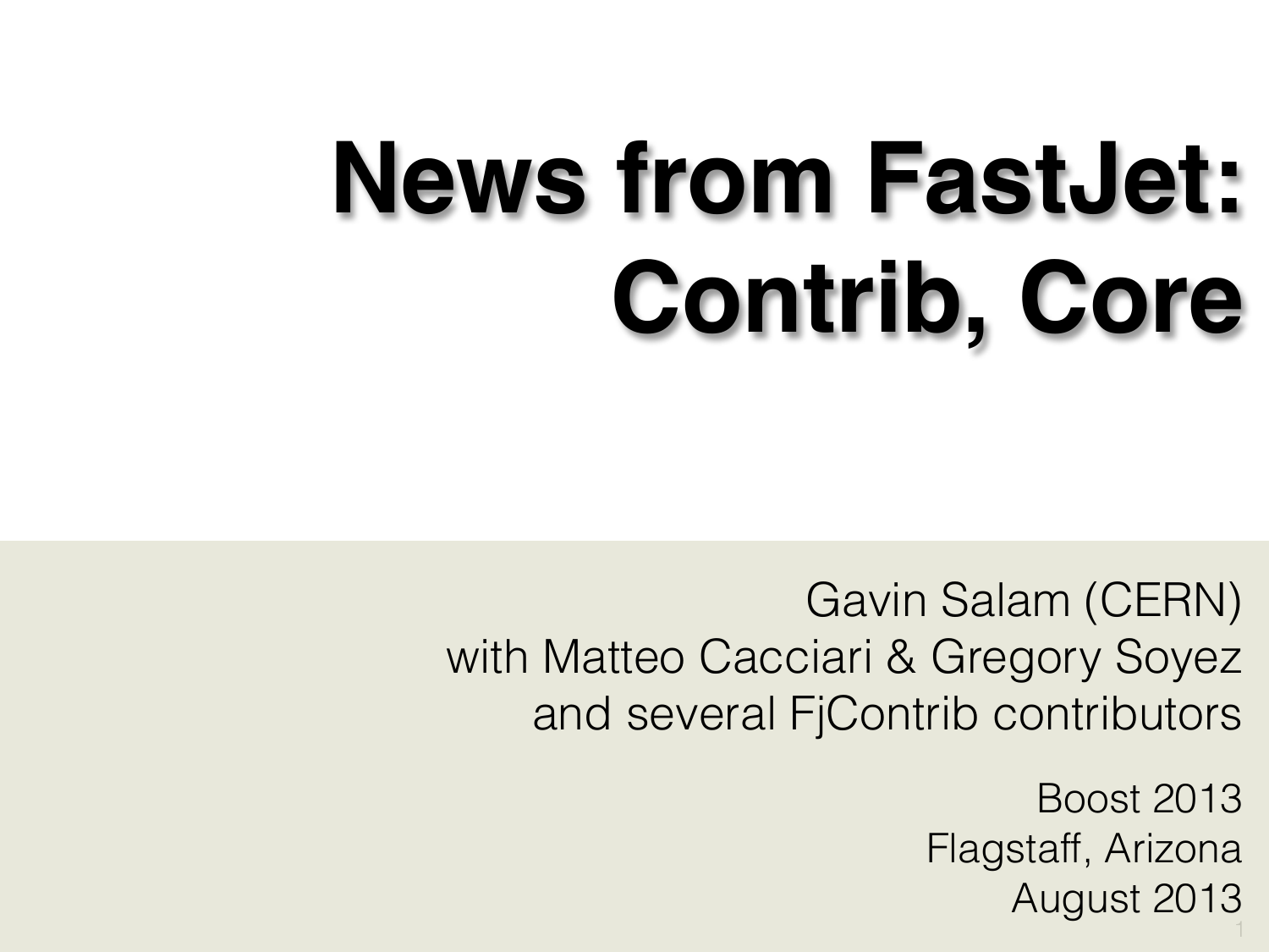# News from FastJet: Contrib, Core

Gavin Salam (CERN)
with Matteo Cacciari & Gregory Soyez
and several FjContrib contributors

Boost 2013
Flagstaff, Arizona
August 2013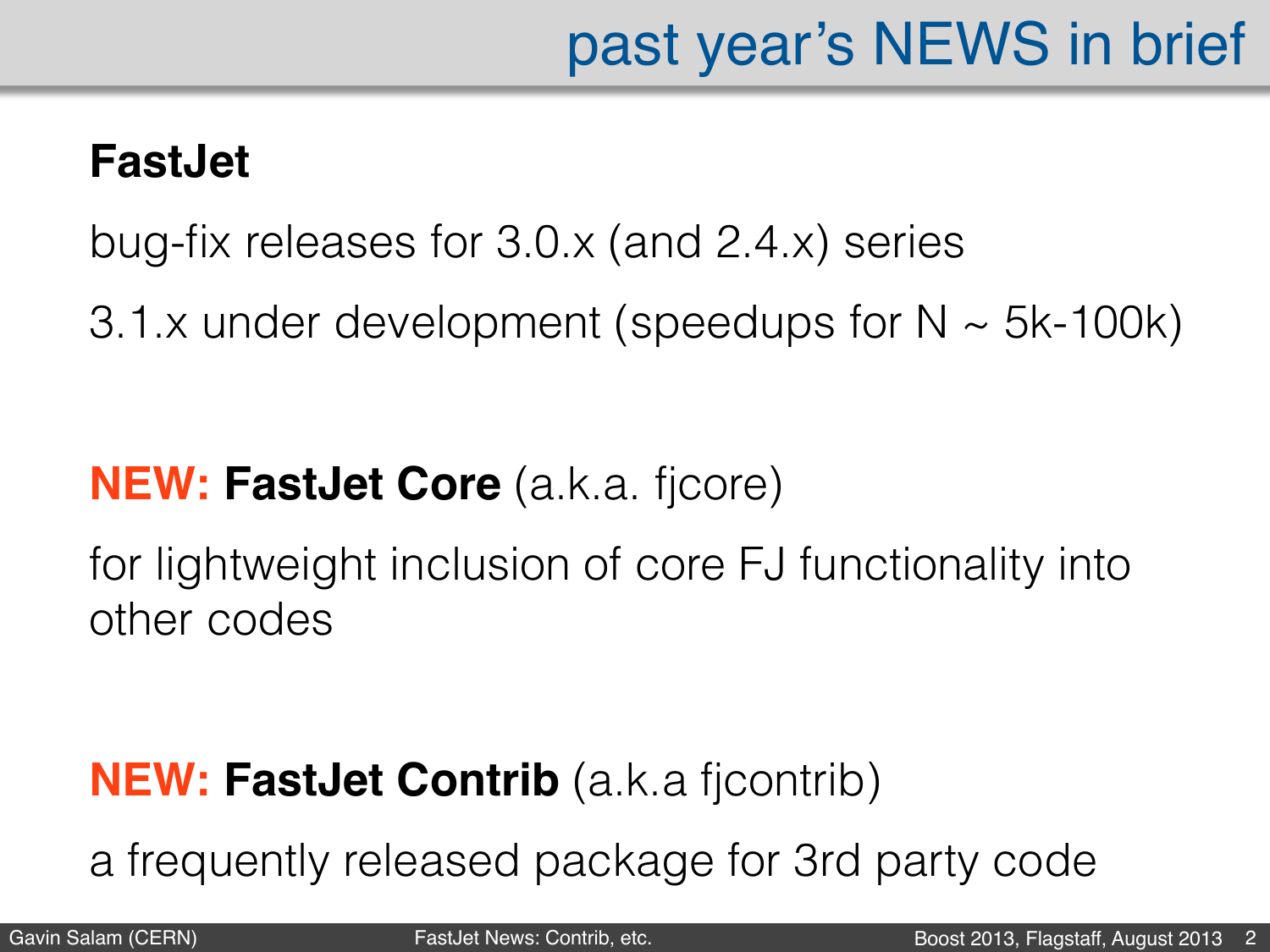# past year's NEWS in brief

**FastJet**

bug-fix releases for 3.0.x (and 2.4.x) series

3.1.x under development (speedups for N ~ 5k-100k)

**NEW: FastJet Core** (a.k.a. fjcore)

for lightweight inclusion of core FJ functionality into other codes

**NEW: FastJet Contrib** (a.k.a fjcontrib)

a frequently released package for 3rd party code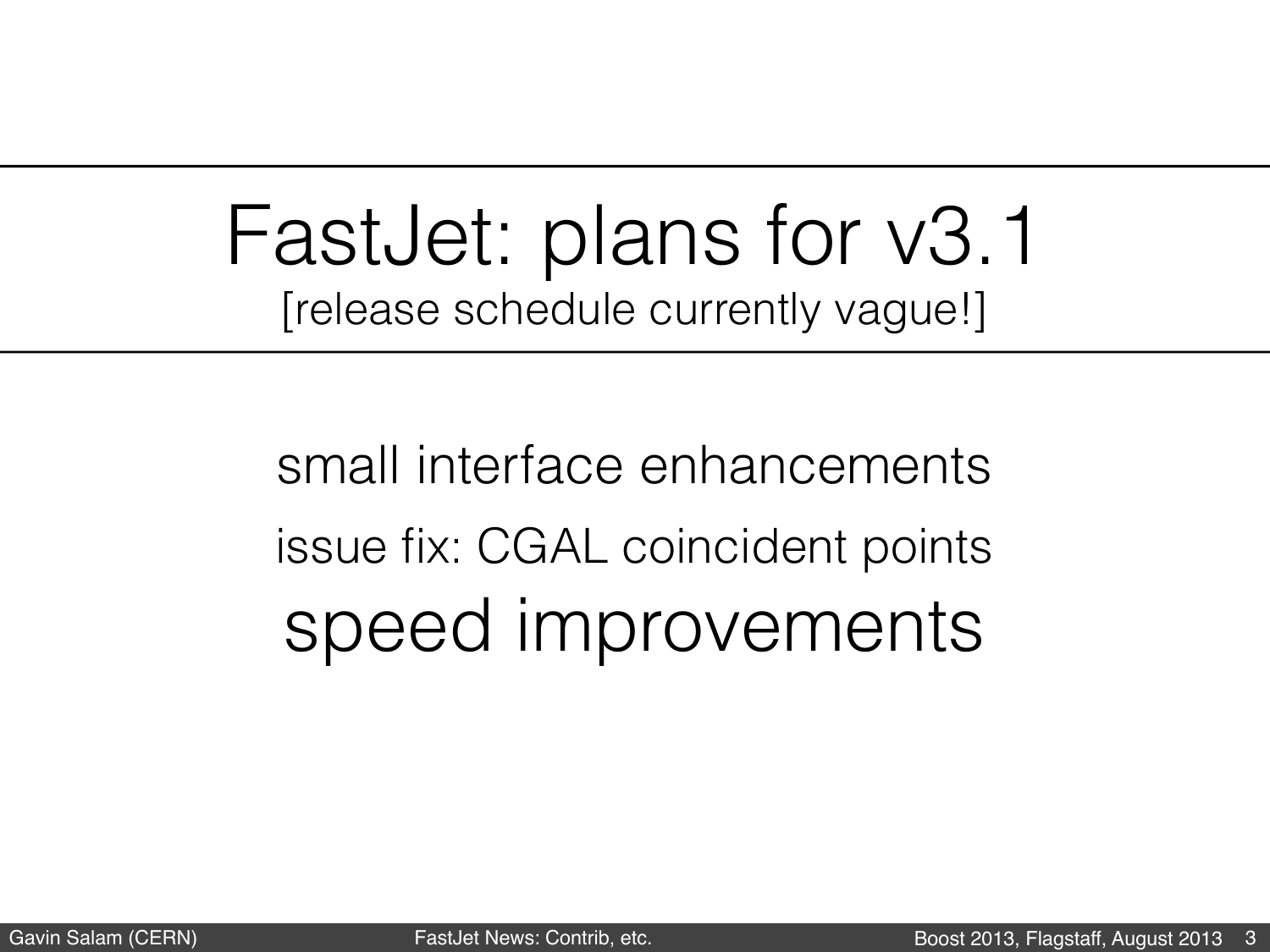# FastJet: plans for v3.1

[release schedule currently vague!]

small interface enhancements

issue fix: CGAL coincident points

## speed improvements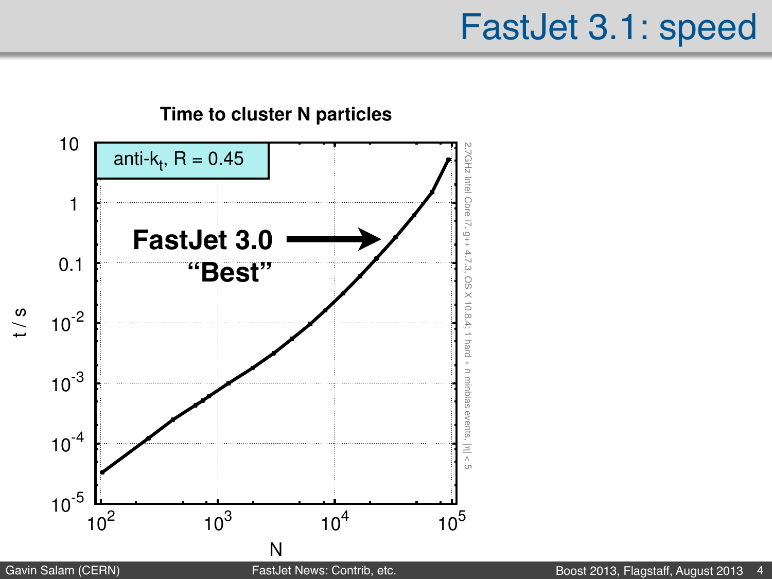# FastJet 3.1: speed

**Time to cluster N particles**

anti-$k_t$, R = 0.45

**FastJet 3.0 "Best"**

t / s

N

2.7GHz Intel Core i7, g++ 4.7.3, OS X 10.8.4; 1 hard + n minbias events, |η| < 5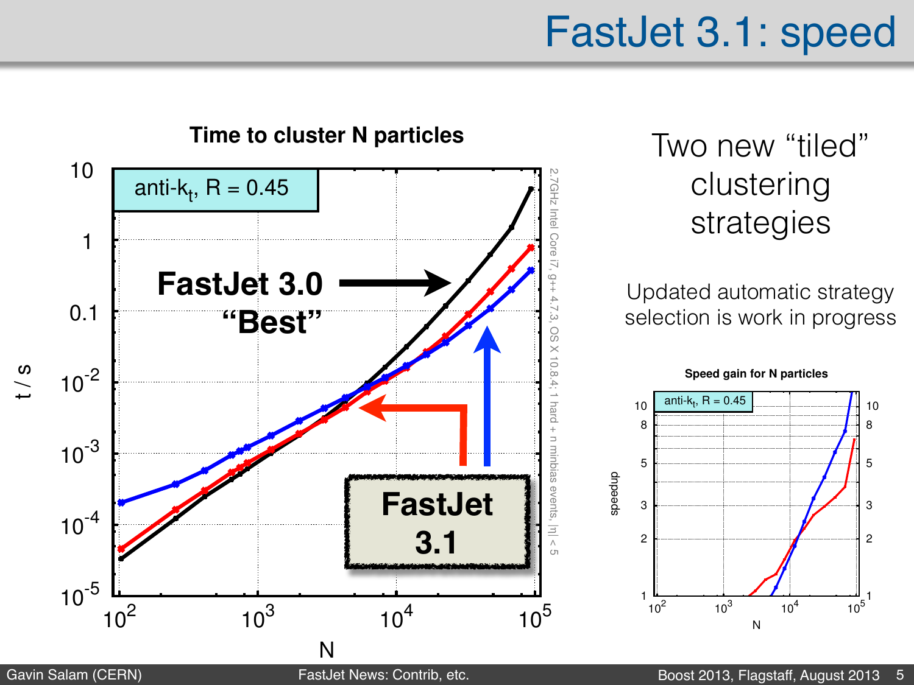# FastJet 3.1: speed

**Time to cluster N particles**

anti-$k_t$, R = 0.45

**FastJet 3.0 "Best"**

**FastJet 3.1**

2.7GHz Intel Core i7, g++ 4.7.3, OS X 10.8.4; 1 hard + n minbias events, $|\eta| < 5$

Two new "tiled" clustering strategies

Updated automatic strategy selection is work in progress

**Speed gain for N particles**

anti-$k_t$, R = 0.45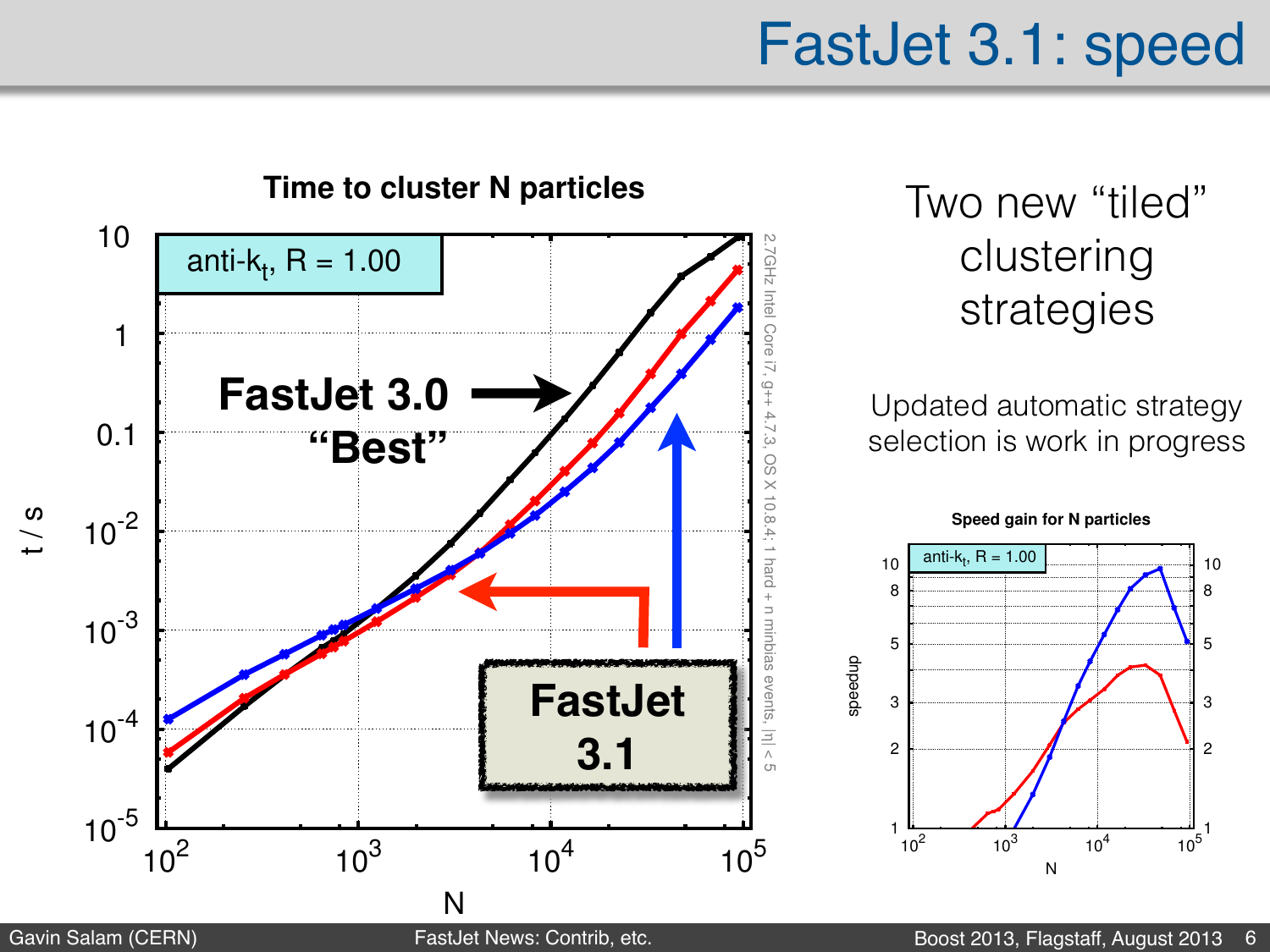# FastJet 3.1: speed

Two new "tiled" clustering strategies

Updated automatic strategy selection is work in progress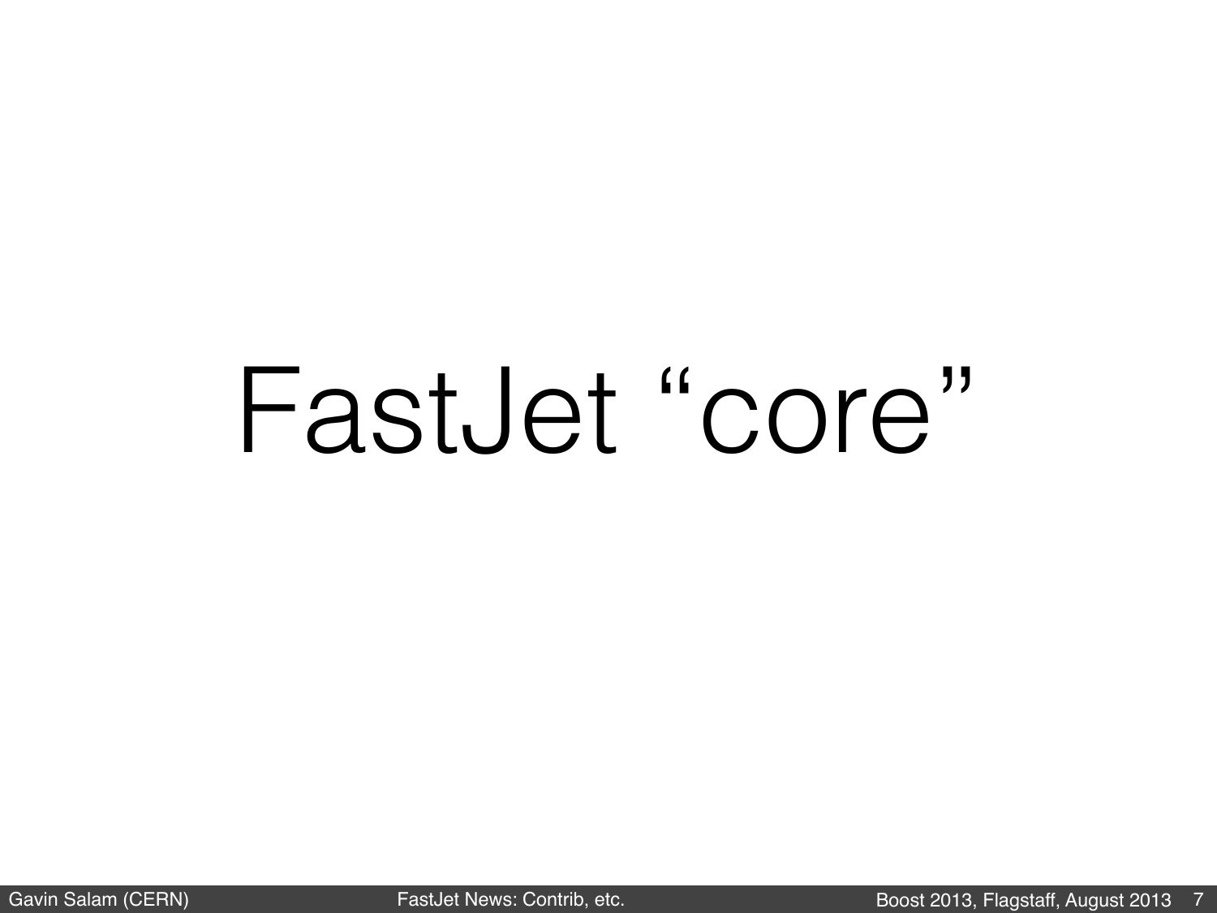# FastJet “core”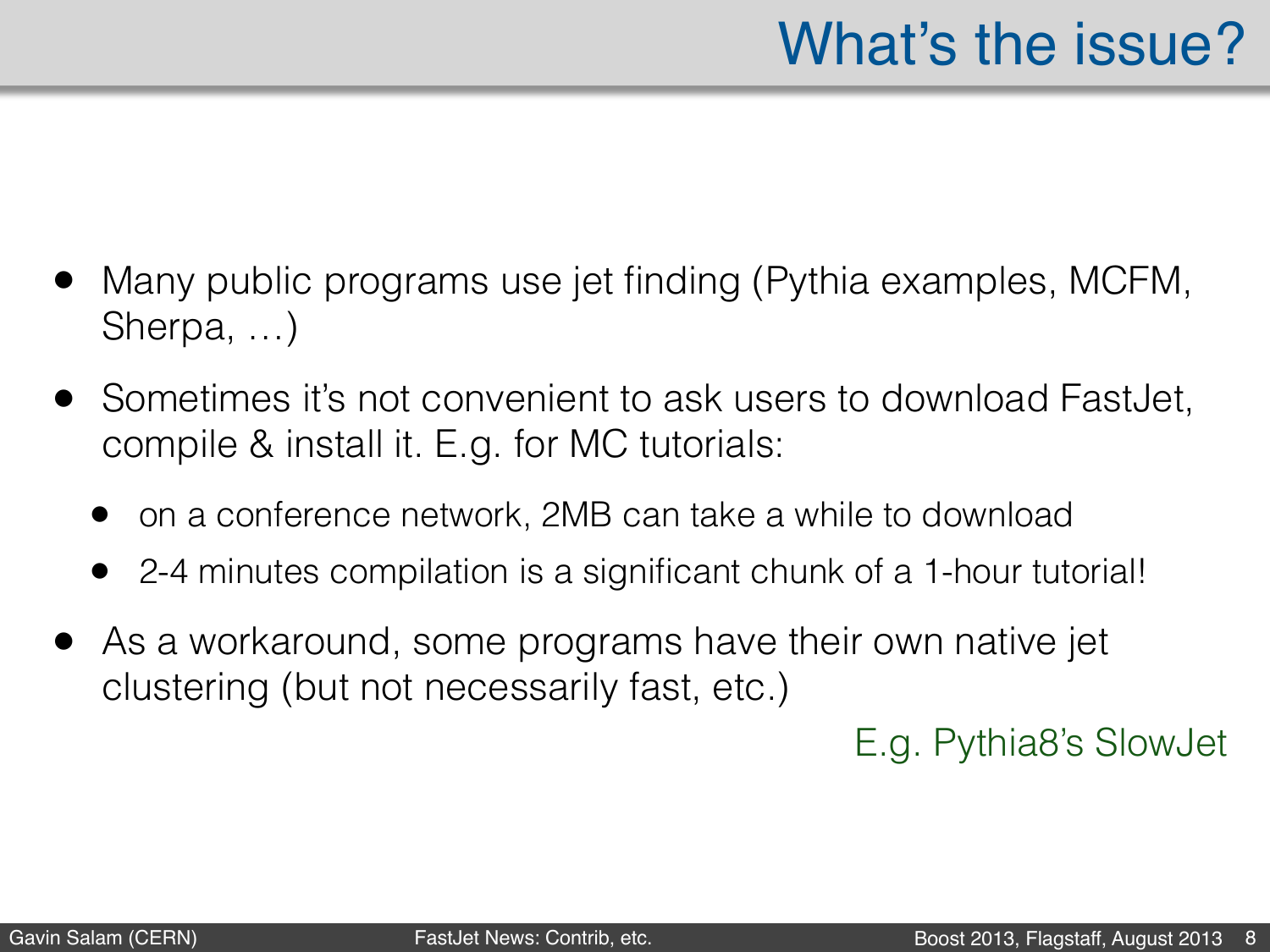# What's the issue?

- Many public programs use jet finding (Pythia examples, MCFM, Sherpa, …)
- Sometimes it's not convenient to ask users to download FastJet, compile & install it. E.g. for MC tutorials:
  - on a conference network, 2MB can take a while to download
  - 2-4 minutes compilation is a significant chunk of a 1-hour tutorial!
- As a workaround, some programs have their own native jet clustering (but not necessarily fast, etc.)

E.g. Pythia8's SlowJet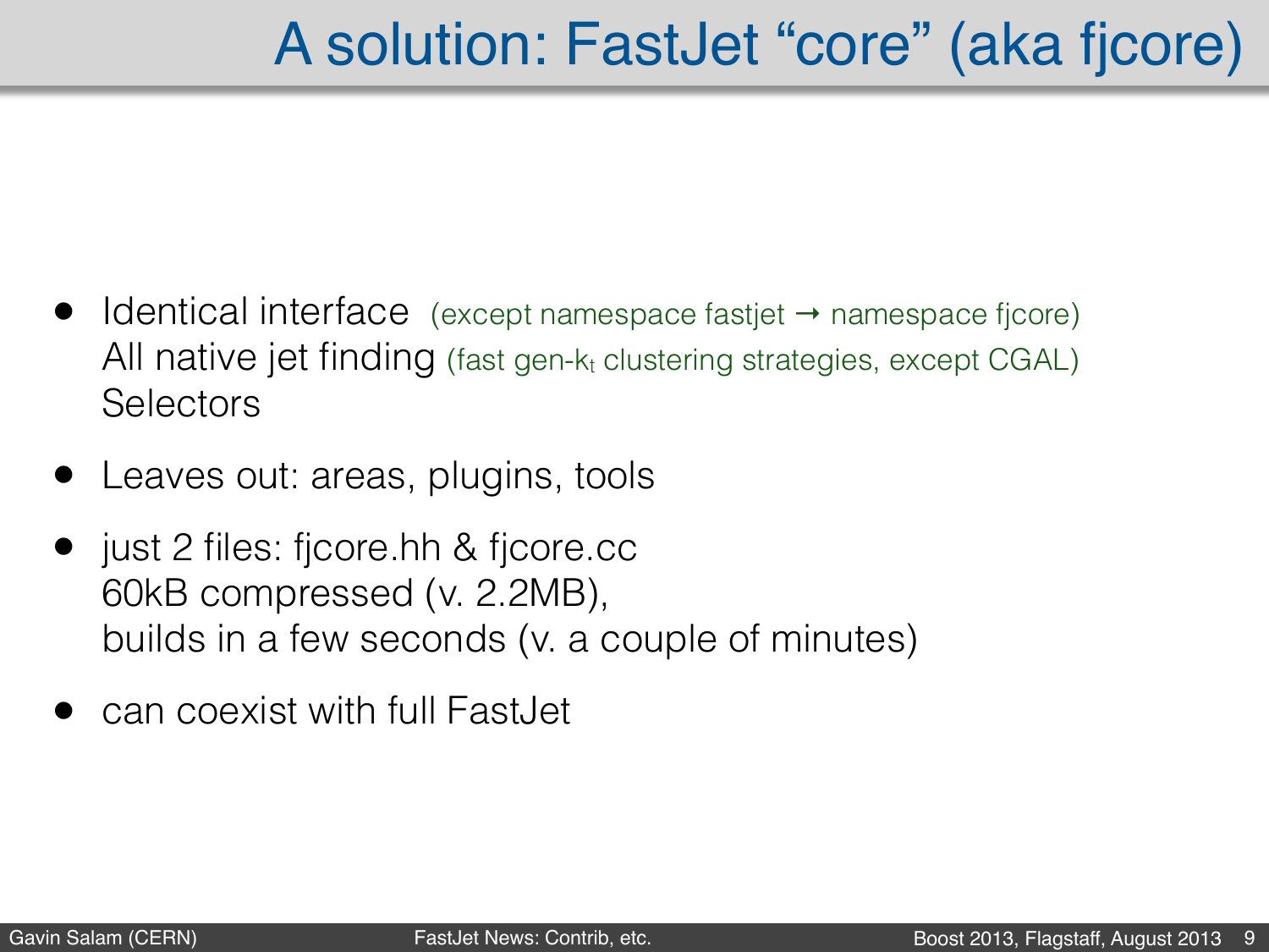# A solution: FastJet "core" (aka fjcore)

- Identical interface (except namespace fastjet → namespace fjcore)
  All native jet finding (fast gen-$k_t$ clustering strategies, except CGAL)
  Selectors
- Leaves out: areas, plugins, tools
- just 2 files: fjcore.hh & fjcore.cc
  60kB compressed (v. 2.2MB),
  builds in a few seconds (v. a couple of minutes)
- can coexist with full FastJet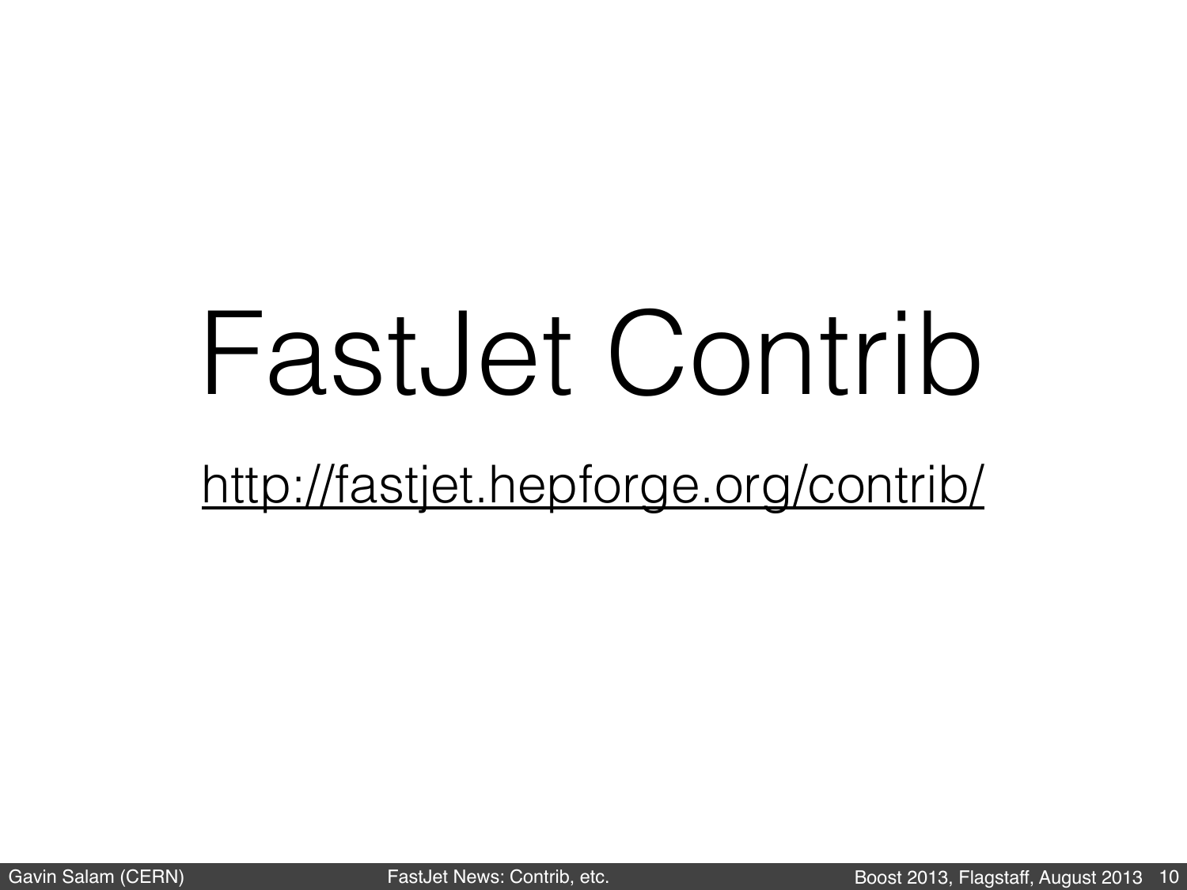# FastJet Contrib

http://fastjet.hepforge.org/contrib/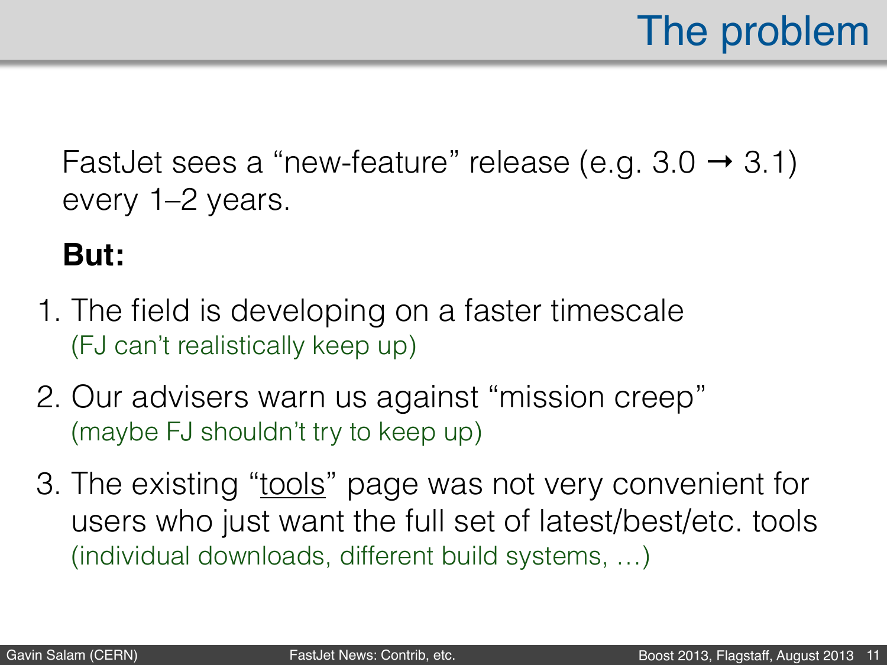# The problem

FastJet sees a "new-feature" release (e.g. 3.0 → 3.1) every 1–2 years.

**But:**

1. The field is developing on a faster timescale
   (FJ can't realistically keep up)
2. Our advisers warn us against "mission creep"
   (maybe FJ shouldn't try to keep up)
3. The existing "tools" page was not very convenient for users who just want the full set of latest/best/etc. tools
   (individual downloads, different build systems, …)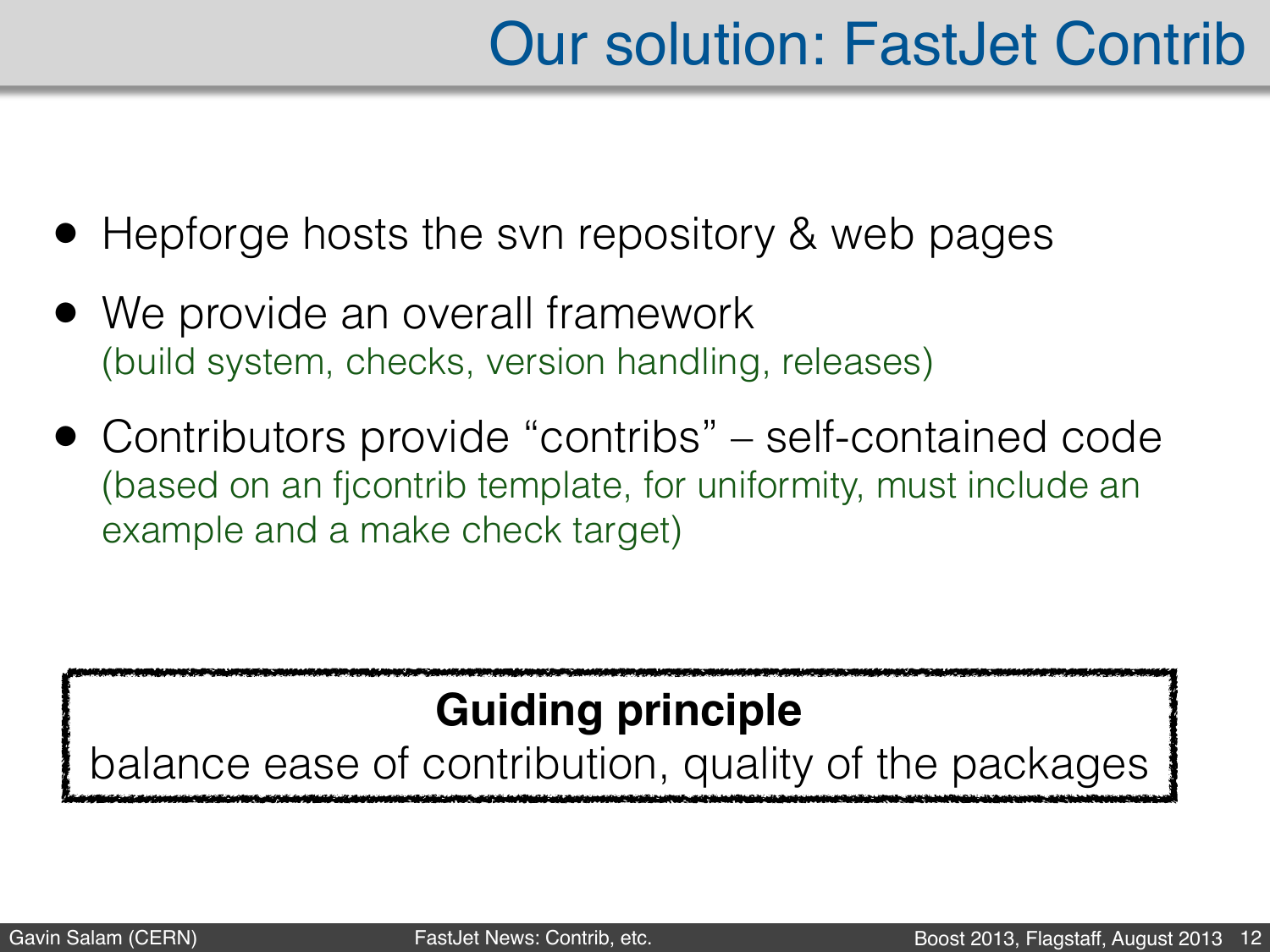# Our solution: FastJet Contrib

- Hepforge hosts the svn repository & web pages
- We provide an overall framework
  (build system, checks, version handling, releases)
- Contributors provide "contribs" – self-contained code
  (based on an fjcontrib template, for uniformity, must include an example and a make check target)

**Guiding principle**

balance ease of contribution, quality of the packages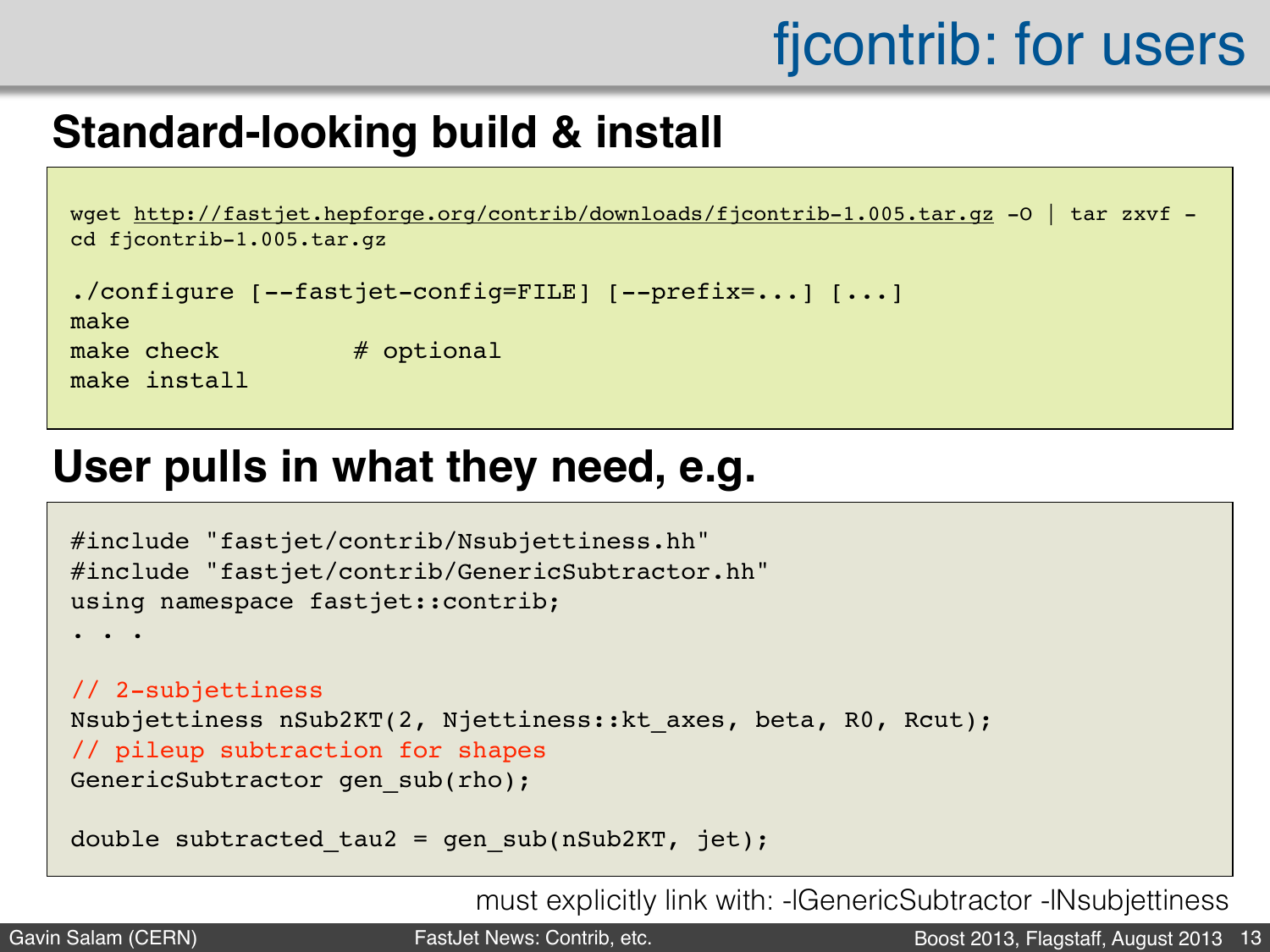# fjcontrib: for users

## Standard-looking build & install

```
wget http://fastjet.hepforge.org/contrib/downloads/fjcontrib-1.005.tar.gz -O | tar zxvf -
cd fjcontrib-1.005.tar.gz

./configure [--fastjet-config=FILE] [--prefix=...] [...]
make
make check          # optional
make install
```

## User pulls in what they need, e.g.

```
#include "fastjet/contrib/Nsubjettiness.hh"
#include "fastjet/contrib/GenericSubtractor.hh"
using namespace fastjet::contrib;
. . .

// 2-subjettiness
Nsubjettiness nSub2KT(2, Njettiness::kt_axes, beta, R0, Rcut);
// pileup subtraction for shapes
GenericSubtractor gen_sub(rho);

double subtracted_tau2 = gen_sub(nSub2KT, jet);
```

must explicitly link with: -lGenericSubtractor -lNsubjettiness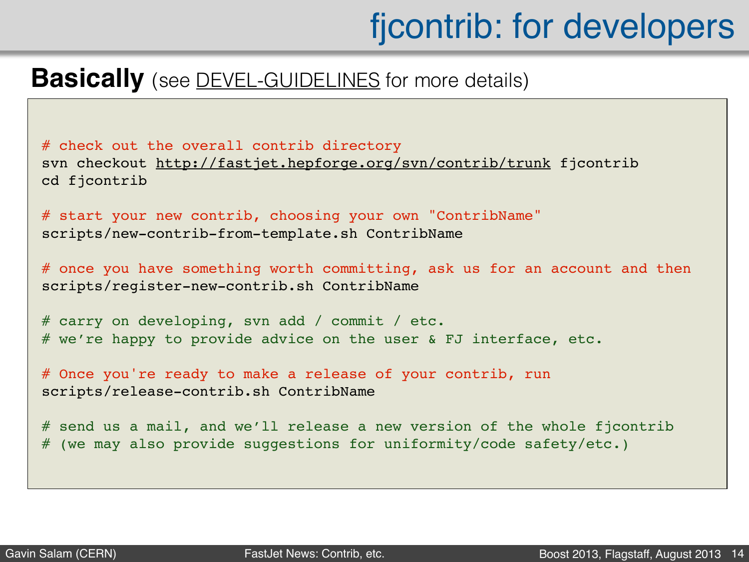# fjcontrib: for developers

**Basically** (see DEVEL-GUIDELINES for more details)

```
# check out the overall contrib directory
svn checkout http://fastjet.hepforge.org/svn/contrib/trunk fjcontrib
cd fjcontrib

# start your new contrib, choosing your own "ContribName"
scripts/new-contrib-from-template.sh ContribName

# once you have something worth committing, ask us for an account and then
scripts/register-new-contrib.sh ContribName

# carry on developing, svn add / commit / etc.
# we’re happy to provide advice on the user & FJ interface, etc.

# Once you're ready to make a release of your contrib, run
scripts/release-contrib.sh ContribName

# send us a mail, and we’ll release a new version of the whole fjcontrib
# (we may also provide suggestions for uniformity/code safety/etc.)
```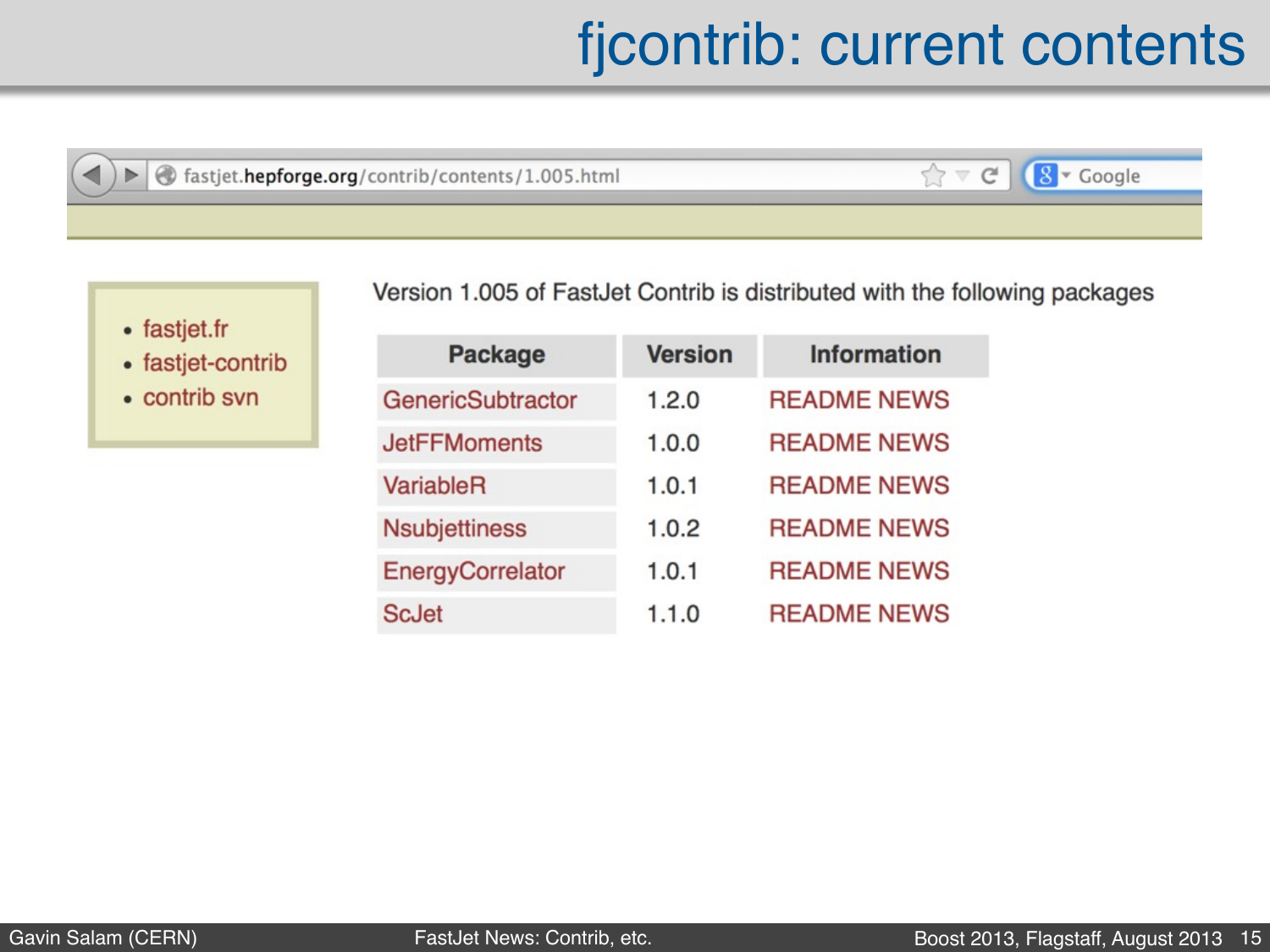# fjcontrib: current contents

fastjet.hepforge.org/contrib/contents/1.005.html

- fastjet.fr
- fastjet-contrib
- contrib svn

Version 1.005 of FastJet Contrib is distributed with the following packages

| Package | Version | Information |
|---|---|---|
| GenericSubtractor | 1.2.0 | README NEWS |
| JetFFMoments | 1.0.0 | README NEWS |
| VariableR | 1.0.1 | README NEWS |
| Nsubjettiness | 1.0.2 | README NEWS |
| EnergyCorrelator | 1.0.1 | README NEWS |
| ScJet | 1.1.0 | README NEWS |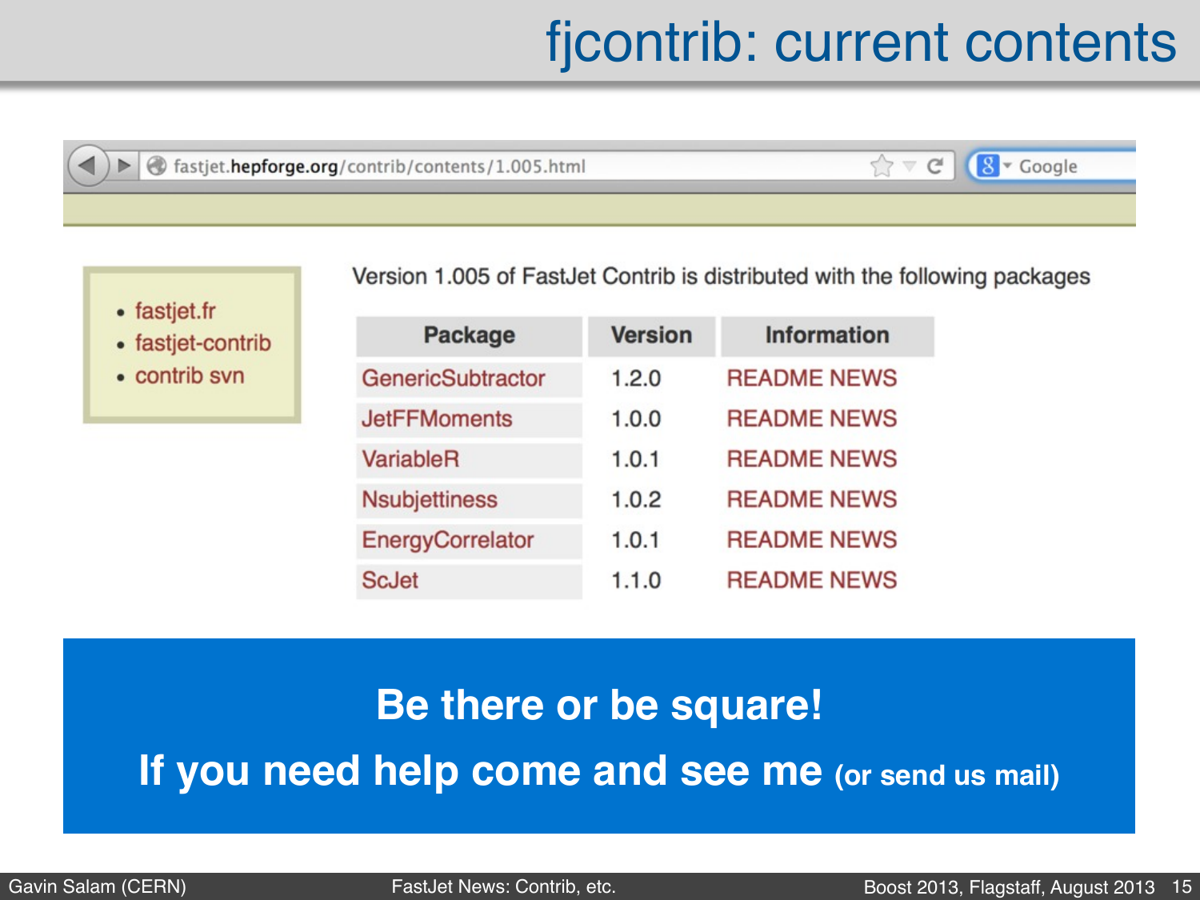# fjcontrib: current contents

fastjet.hepforge.org/contrib/contents/1.005.html

- fastjet.fr
- fastjet-contrib
- contrib svn

Version 1.005 of FastJet Contrib is distributed with the following packages

| Package | Version | Information |
| --- | --- | --- |
| GenericSubtractor | 1.2.0 | README NEWS |
| JetFFMoments | 1.0.0 | README NEWS |
| VariableR | 1.0.1 | README NEWS |
| Nsubjettiness | 1.0.2 | README NEWS |
| EnergyCorrelator | 1.0.1 | README NEWS |
| ScJet | 1.1.0 | README NEWS |

**Be there or be square!**

**If you need help come and see me (or send us mail)**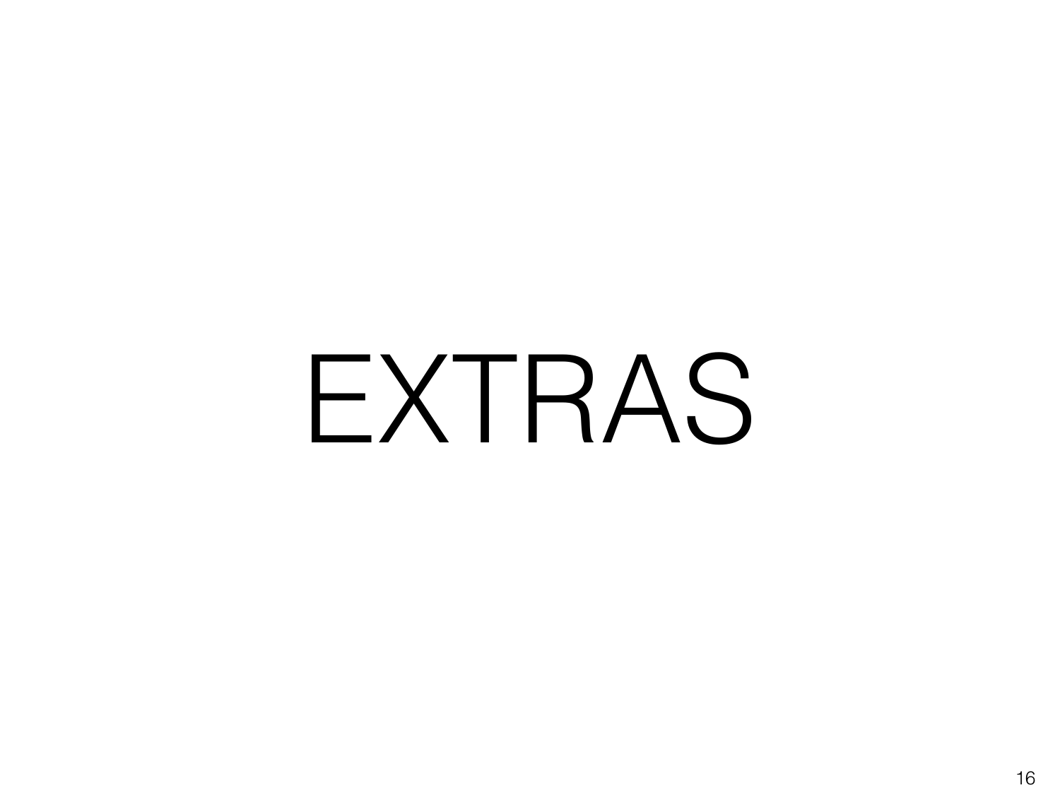# EXTRAS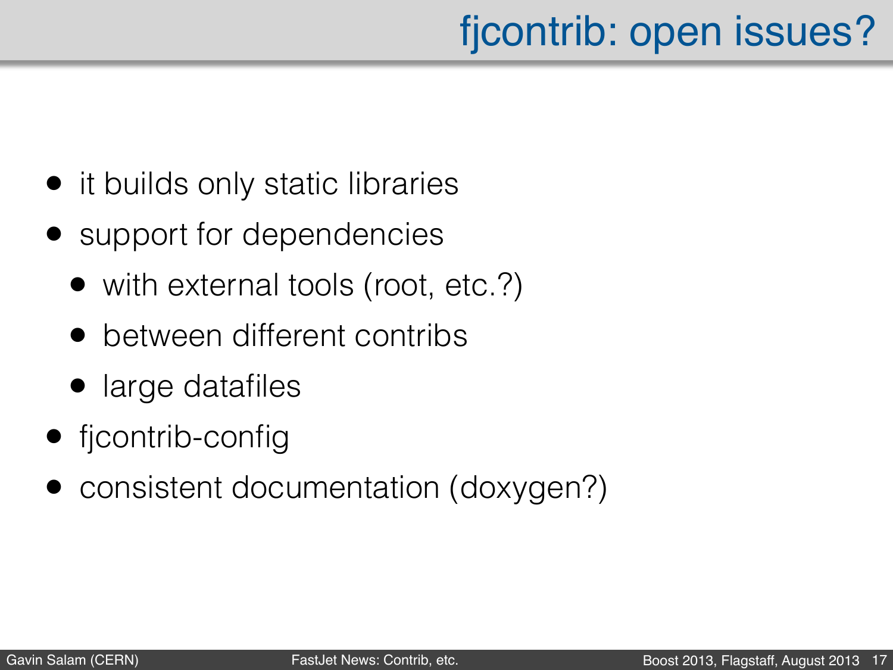# fjcontrib: open issues?

- it builds only static libraries
- support for dependencies
  - with external tools (root, etc.?)
  - between different contribs
  - large datafiles
- fjcontrib-config
- consistent documentation (doxygen?)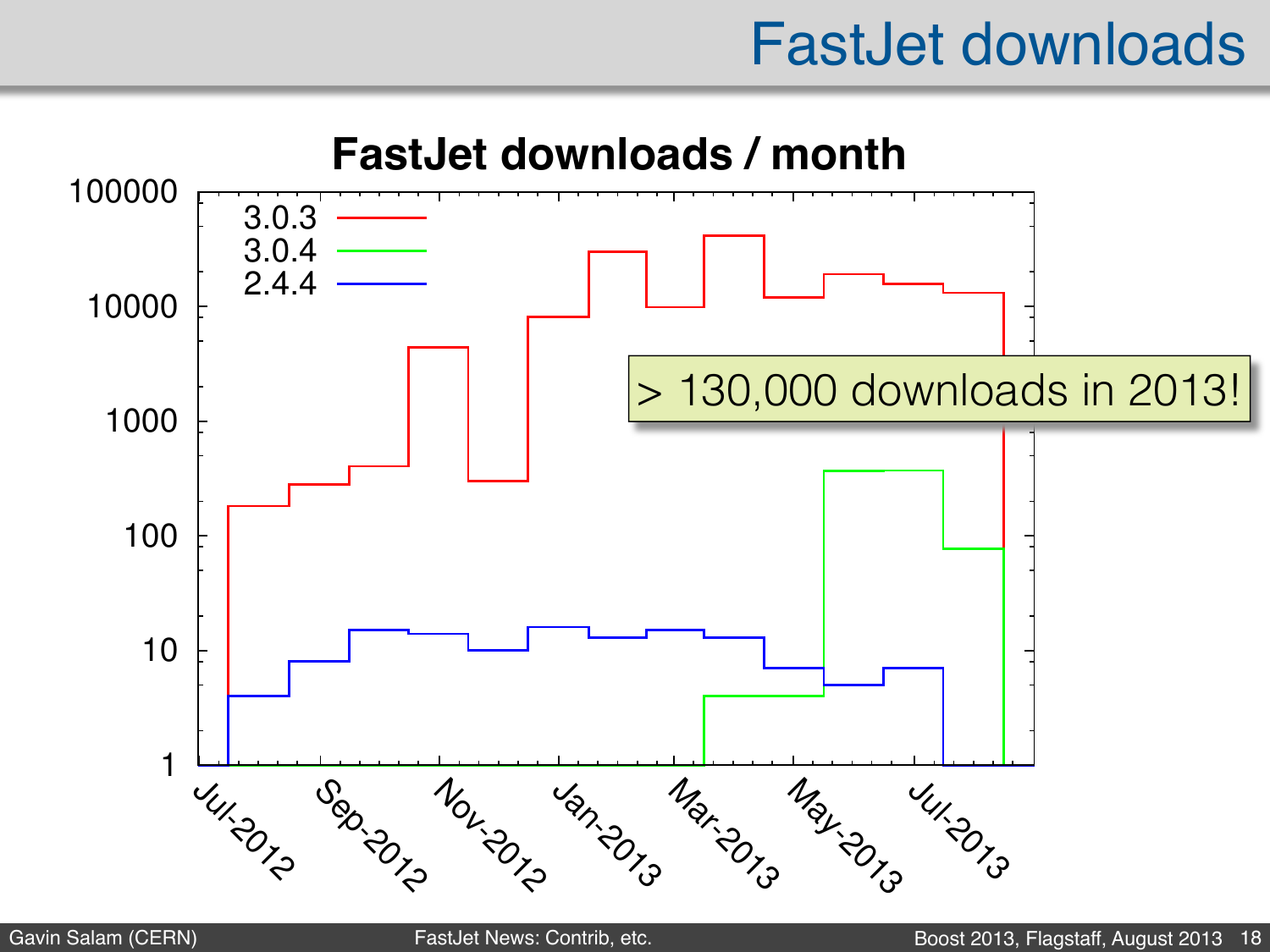# FastJet downloads

**FastJet downloads / month**

100000
10000
1000
100
10
1

3.0.3
3.0.4
2.4.4

> 130,000 downloads in 2013!

Jul-2012
Sep-2012
Nov-2012
Jan-2013
Mar-2013
May-2013
Jul-2013